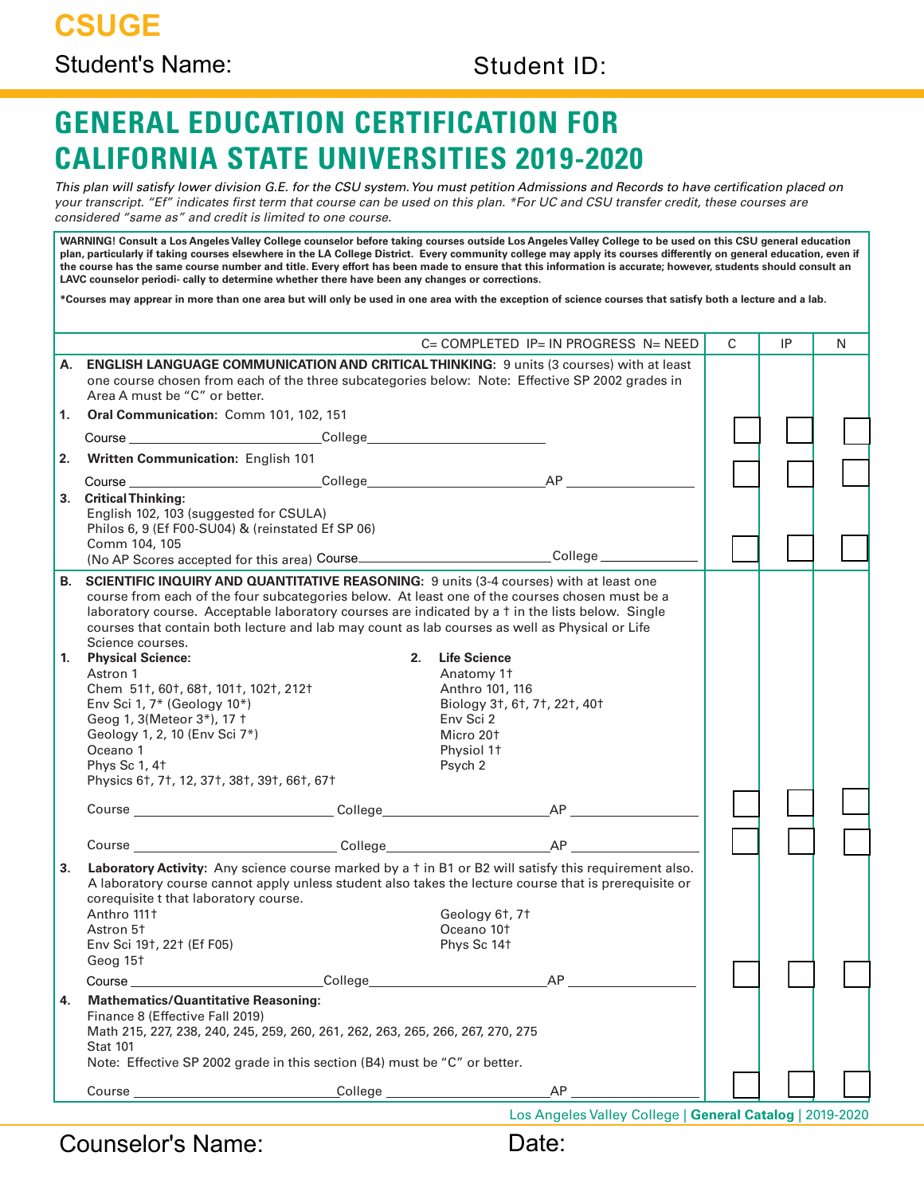# CSUGE

Student's Name: Student ID:

## GENERAL EDUCATION CERTIFICATION FOR CALIFORNIA STATE UNIVERSITIES 2019-2020

*This plan will satisfy lower division G.E. for the CSU system. You must petition Admissions and Records to have certification placed on your transcript. "Ef" indicates first term that course can be used on this plan. *For UC and CSU transfer credit, these courses are considered "same as" and credit is limited to one course.*

**WARNING! Consult a Los Angeles Valley College counselor before taking courses outside Los Angeles Valley College to be used on this CSU general education plan, particularly if taking courses elsewhere in the LA College District. Every community college may apply its courses differently on general education, even if the course has the same course number and title. Every effort has been made to ensure that this information is accurate; however, students should consult an LAVC counselor periodi- cally to determine whether there have been any changes or corrections.**

**\*Courses may apprear in more than one area but will only be used in one area with the exception of science courses that satisfy both a lecture and a lab.**

| C= COMPLETED IP= IN PROGRESS N= NEED | C | IP | N |
|---|---|---|---|
| **A. ENGLISH LANGUAGE COMMUNICATION AND CRITICAL THINKING:** 9 units (3 courses) with at least one course chosen from each of the three subcategories below: Note: Effective SP 2002 grades in Area A must be "C" or better. | | | |
| **1. Oral Communication:** Comm 101, 102, 151<br>Course ______ College ______ | ☐ | ☐ | ☐ |
| **2. Written Communication:** English 101<br>Course ______ College ______ AP ______ | ☐ | ☐ | ☐ |
| **3. Critical Thinking:**<br>English 102, 103 (suggested for CSULA)<br>Philos 6, 9 (Ef F00-SU04) & (reinstated Ef SP 06)<br>Comm 104, 105<br>(No AP Scores accepted for this area) Course ______ College ______ | ☐ | ☐ | ☐ |
| **B. SCIENTIFIC INQUIRY AND QUANTITATIVE REASONING:** 9 units (3-4 courses) with at least one course from each of the four subcategories below. At least one of the courses chosen must be a laboratory course. Acceptable laboratory courses are indicated by a † in the lists below. Single courses that contain both lecture and lab may count as lab courses as well as Physical or Life Science courses. | | | |
| **1. Physical Science:**<br>Astron 1<br>Chem 51†, 60†, 68†, 101†, 102†, 212†<br>Env Sci 1, 7* (Geology 10*)<br>Geog 1, 3(Meteor 3*), 17 †<br>Geology 1, 2, 10 (Env Sci 7*)<br>Oceano 1<br>Phys Sc 1, 4†<br>Physics 6†, 7†, 12, 37†, 38†, 39†, 66†, 67†<br>Course ______ College ______ AP ______ | ☐ | ☐ | ☐ |
| **2. Life Science**<br>Anatomy 1†<br>Anthro 101, 116<br>Biology 3†, 6†, 7†, 22†, 40†<br>Env Sci 2<br>Micro 20†<br>Physiol 1†<br>Psych 2<br>Course ______ College ______ AP ______ | ☐ | ☐ | ☐ |
| **3. Laboratory Activity:** Any science course marked by a † in B1 or B2 will satisfy this requirement also. A laboratory course cannot apply unless student also takes the lecture course that is prerequisite or corequisite t that laboratory course.<br>Anthro 111†<br>Astron 5†<br>Env Sci 19†, 22† (Ef F05)<br>Geog 15†<br>Geology 6†, 7†<br>Oceano 10†<br>Phys Sc 14†<br>Course ______ College ______ AP ______ | ☐ | ☐ | ☐ |
| **4. Mathematics/Quantitative Reasoning:**<br>Finance 8 (Effective Fall 2019)<br>Math 215, 227, 238, 240, 245, 259, 260, 261, 262, 263, 265, 266, 267, 270, 275<br>Stat 101<br>Note: Effective SP 2002 grade in this section (B4) must be "C" or better.<br>Course ______ College ______ AP ______ | ☐ | ☐ | ☐ |

Counselor's Name: Date: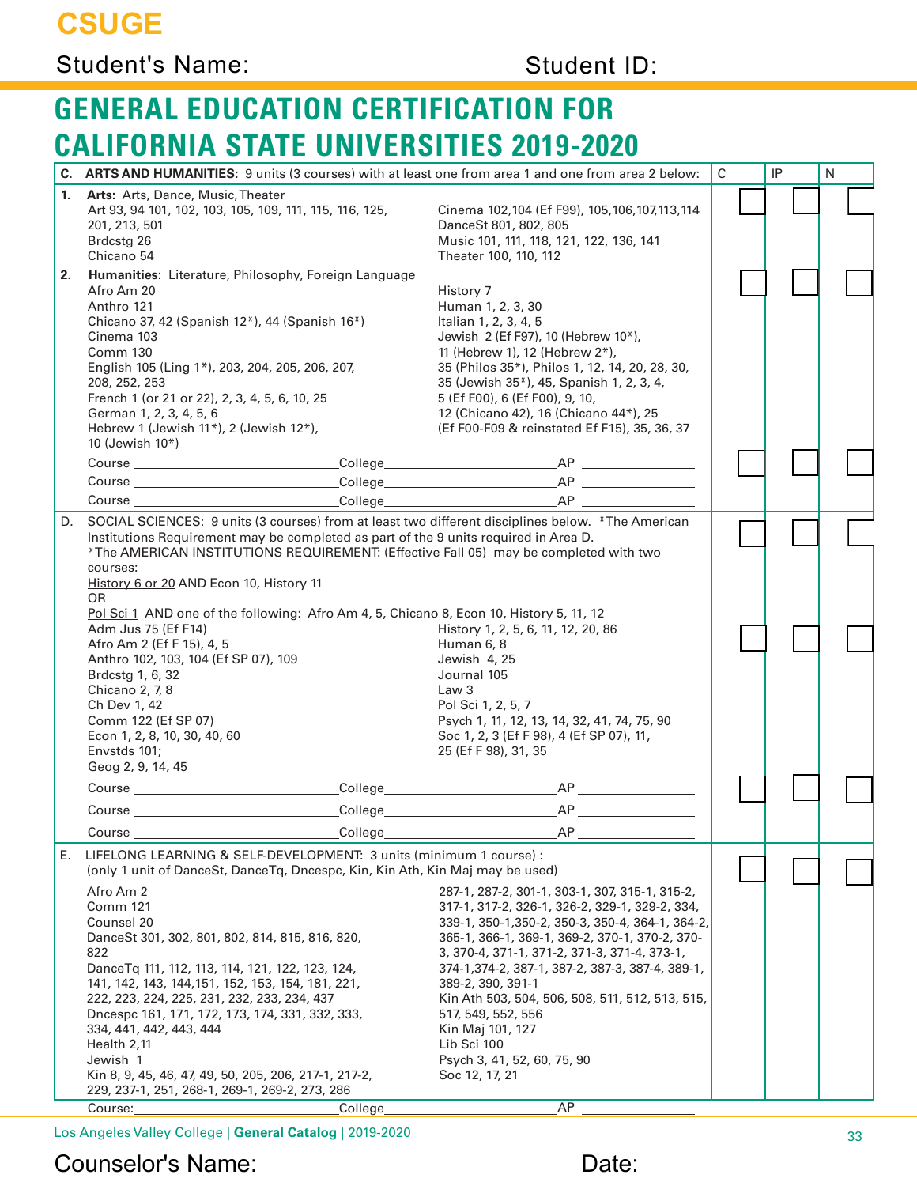CSUGE

Student's Name: Student ID:

# GENERAL EDUCATION CERTIFICATION FOR CALIFORNIA STATE UNIVERSITIES 2019-2020

| | C | IP | N |
|---|---|---|---|
| **C. ARTS AND HUMANITIES:** 9 units (3 courses) with at least one from area 1 and one from area 2 below: | | | |
| **1. Arts:** Arts, Dance, Music, Theater<br>Art 93, 94 101, 102, 103, 105, 109, 111, 115, 116, 125, 201, 213, 501<br>Brdcstg 26<br>Chicano 54<br>Cinema 102,104 (Ef F99), 105,106,107,113,114<br>DanceSt 801, 802, 805<br>Music 101, 111, 118, 121, 122, 136, 141<br>Theater 100, 110, 112 | ☐ | ☐ | ☐ |
| **2. Humanities:** Literature, Philosophy, Foreign Language<br>Afro Am 20<br>Anthro 121<br>Chicano 37, 42 (Spanish 12*), 44 (Spanish 16*)<br>Cinema 103<br>Comm 130<br>English 105 (Ling 1*), 203, 204, 205, 206, 207, 208, 252, 253<br>French 1 (or 21 or 22), 2, 3, 4, 5, 6, 10, 25<br>German 1, 2, 3, 4, 5, 6<br>Hebrew 1 (Jewish 11*), 2 (Jewish 12*), 10 (Jewish 10*)<br>History 7<br>Human 1, 2, 3, 30<br>Italian 1, 2, 3, 4, 5<br>Jewish 2 (Ef F97), 10 (Hebrew 10*), 11 (Hebrew 1), 12 (Hebrew 2*), 35 (Philos 35*), Philos 1, 12, 14, 20, 28, 30, 35 (Jewish 35*), 45, Spanish 1, 2, 3, 4, 5 (Ef F00), 6 (Ef F00), 9, 10, 12 (Chicano 42), 16 (Chicano 44*), 25 (Ef F00-F09 & reinstated Ef F15), 35, 36, 37 | ☐ | ☐ | ☐ |
| Course \_\_\_\_\_\_\_\_ College \_\_\_\_\_\_\_\_ AP \_\_\_\_\_\_\_\_<br>Course \_\_\_\_\_\_\_\_ College \_\_\_\_\_\_\_\_ AP \_\_\_\_\_\_\_\_<br>Course \_\_\_\_\_\_\_\_ College \_\_\_\_\_\_\_\_ AP \_\_\_\_\_\_\_\_ | ☐ | ☐ | ☐ |
| **D. SOCIAL SCIENCES:** 9 units (3 courses) from at least two different disciplines below. *The American Institutions Requirement may be completed as part of the 9 units required in Area D.<br>*The AMERICAN INSTITUTIONS REQUIREMENT: (Effective Fall 05) may be completed with two courses:<br>History 6 or 20 AND Econ 10, History 11<br>OR<br>Pol Sci 1 AND one of the following: Afro Am 4, 5, Chicano 8, Econ 10, History 5, 11, 12 | ☐ | ☐ | ☐ |
| Adm Jus 75 (Ef F14)<br>Afro Am 2 (Ef F 15), 4, 5<br>Anthro 102, 103, 104 (Ef SP 07), 109<br>Brdcstg 1, 6, 32<br>Chicano 2, 7, 8<br>Ch Dev 1, 42<br>Comm 122 (Ef SP 07)<br>Econ 1, 2, 8, 10, 30, 40, 60<br>Envstds 101;<br>Geog 2, 9, 14, 45<br>History 1, 2, 5, 6, 11, 12, 20, 86<br>Human 6, 8<br>Jewish 4, 25<br>Journal 105<br>Law 3<br>Pol Sci 1, 2, 5, 7<br>Psych 1, 11, 12, 13, 14, 32, 41, 74, 75, 90<br>Soc 1, 2, 3 (Ef F 98), 4 (Ef SP 07), 11, 25 (Ef F 98), 31, 35 | ☐ | ☐ | ☐ |
| Course \_\_\_\_\_\_\_\_ College \_\_\_\_\_\_\_\_ AP \_\_\_\_\_\_\_\_<br>Course \_\_\_\_\_\_\_\_ College \_\_\_\_\_\_\_\_ AP \_\_\_\_\_\_\_\_<br>Course \_\_\_\_\_\_\_\_ College \_\_\_\_\_\_\_\_ AP \_\_\_\_\_\_\_\_ | ☐ | ☐ | ☐ |
| **E. LIFELONG LEARNING & SELF-DEVELOPMENT:** 3 units (minimum 1 course) : (only 1 unit of DanceSt, DanceTq, Dncespc, Kin, Kin Ath, Kin Maj may be used)<br>Afro Am 2<br>Comm 121<br>Counsel 20<br>DanceSt 301, 302, 801, 802, 814, 815, 816, 820, 822<br>DanceTq 111, 112, 113, 114, 121, 122, 123, 124, 141, 142, 143, 144,151, 152, 153, 154, 181, 221, 222, 223, 224, 225, 231, 232, 233, 234, 437<br>Dncespc 161, 171, 172, 173, 174, 331, 332, 333, 334, 441, 442, 443, 444<br>Health 2,11<br>Jewish 1<br>Kin 8, 9, 45, 46, 47, 49, 50, 205, 206, 217-1, 217-2, 229, 237-1, 251, 268-1, 269-1, 269-2, 273, 286, 287-1, 287-2, 301-1, 303-1, 307, 315-1, 315-2, 317-1, 317-2, 326-1, 326-2, 329-1, 329-2, 334, 339-1, 350-1,350-2, 350-3, 350-4, 364-1, 364-2, 365-1, 366-1, 369-1, 369-2, 370-1, 370-2, 370-3, 370-4, 371-1, 371-2, 371-3, 371-4, 373-1, 374-1,374-2, 387-1, 387-2, 387-3, 387-4, 389-1, 389-2, 390, 391-1<br>Kin Ath 503, 504, 506, 508, 511, 512, 513, 515, 517, 549, 552, 556<br>Kin Maj 101, 127<br>Lib Sci 100<br>Psych 3, 41, 52, 60, 75, 90<br>Soc 12, 17, 21 | ☐ | ☐ | ☐ |

Course: \_\_\_\_\_\_\_\_ College \_\_\_\_\_\_\_\_ AP \_\_\_\_\_\_\_\_

Los Angeles Valley College | **General Catalog** | 2019-2020

Counselor's Name: Date: